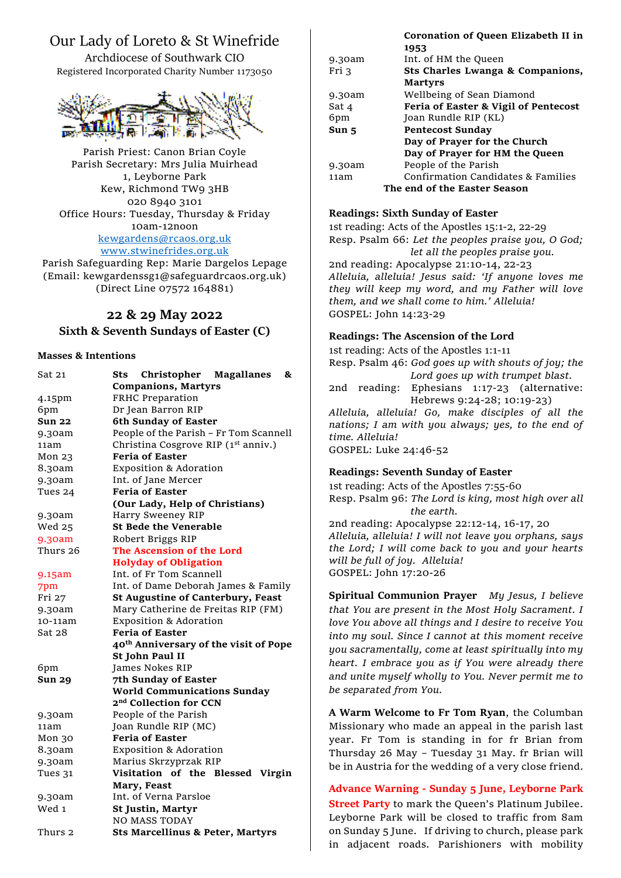# Our Lady of Loreto & St Winefride

Archdiocese of Southwark CIO
Registered Incorporated Charity Number 1173050

Parish Priest: Canon Brian Coyle
Parish Secretary: Mrs Julia Muirhead
1, Leyborne Park
Kew, Richmond TW9 3HB
020 8940 3101
Office Hours: Tuesday, Thursday & Friday
10am-12noon
kewgardens@rcaos.org.uk
www.stwinefrides.org.uk
Parish Safeguarding Rep: Marie Dargelos Lepage
(Email: kewgardenssg1@safeguardrcaos.org.uk)
(Direct Line 07572 164881)

## 22 & 29 May 2022
## Sixth & Seventh Sundays of Easter (C)

### Masses & Intentions

| | |
|---|---|
| Sat 21 | **Sts Christopher Magallanes & Companions, Martyrs** |
| 4.15pm | FRHC Preparation |
| 6pm | Dr Jean Barron RIP |
| **Sun 22** | **6th Sunday of Easter** |
| 9.30am | People of the Parish – Fr Tom Scannell |
| 11am | Christina Cosgrove RIP (1st anniv.) |
| Mon 23 | **Feria of Easter** |
| 8.30am | Exposition & Adoration |
| 9.30am | Int. of Jane Mercer |
| Tues 24 | **Feria of Easter** **(Our Lady, Help of Christians)** |
| 9.30am | Harry Sweeney RIP |
| Wed 25 | **St Bede the Venerable** |
| 9.30am | Robert Briggs RIP |
| Thurs 26 | **The Ascension of the Lord** **Holyday of Obligation** |
| 9.15am | Int. of Fr Tom Scannell |
| 7pm | Int. of Dame Deborah James & Family |
| Fri 27 | **St Augustine of Canterbury, Feast** |
| 9.30am | Mary Catherine de Freitas RIP (FM) |
| 10-11am | Exposition & Adoration |
| Sat 28 | **Feria of Easter** **40th Anniversary of the visit of Pope St John Paul II** |
| 6pm | James Nokes RIP |
| **Sun 29** | **7th Sunday of Easter** **World Communications Sunday** **2nd Collection for CCN** |
| 9.30am | People of the Parish |
| 11am | Joan Rundle RIP (MC) |
| Mon 30 | **Feria of Easter** |
| 8.30am | Exposition & Adoration |
| 9.30am | Marius Skrzyprzak RIP |
| Tues 31 | **Visitation of the Blessed Virgin Mary, Feast** |
| 9.30am | Int. of Verna Parsloe |
| Wed 1 | **St Justin, Martyr** NO MASS TODAY |
| Thurs 2 | **Sts Marcellinus & Peter, Martyrs** **Coronation of Queen Elizabeth II in 1953** |
| 9.30am | Int. of HM the Queen |
| Fri 3 | **Sts Charles Lwanga & Companions, Martyrs** |
| 9.30am | Wellbeing of Sean Diamond |
| Sat 4 | **Feria of Easter & Vigil of Pentecost** |
| 6pm | Joan Rundle RIP (KL) |
| **Sun 5** | **Pentecost Sunday** **Day of Prayer for the Church** **Day of Prayer for HM the Queen** |
| 9.30am | People of the Parish |
| 11am | Confirmation Candidates & Families |

**The end of the Easter Season**

### Readings: Sixth Sunday of Easter

1st reading: Acts of the Apostles 15:1-2, 22-29
Resp. Psalm 66: *Let the peoples praise you, O God; let all the peoples praise you.*
2nd reading: Apocalypse 21:10-14, 22-23
*Alleluia, alleluia! Jesus said: 'If anyone loves me they will keep my word, and my Father will love them, and we shall come to him.' Alleluia!*
GOSPEL: John 14:23-29

### Readings: The Ascension of the Lord

1st reading: Acts of the Apostles 1:1-11
Resp. Psalm 46: *God goes up with shouts of joy; the Lord goes up with trumpet blast.*
2nd reading: Ephesians 1:17-23 (alternative: Hebrews 9:24-28; 10:19-23)
*Alleluia, alleluia! Go, make disciples of all the nations; I am with you always; yes, to the end of time. Alleluia!*
GOSPEL: Luke 24:46-52

### Readings: Seventh Sunday of Easter

1st reading: Acts of the Apostles 7:55-60
Resp. Psalm 96: *The Lord is king, most high over all the earth.*
2nd reading: Apocalypse 22:12-14, 16-17, 20
*Alleluia, alleluia! I will not leave you orphans, says the Lord; I will come back to you and your hearts will be full of joy. Alleluia!*
GOSPEL: John 17:20-26

**Spiritual Communion Prayer** *My Jesus, I believe that You are present in the Most Holy Sacrament. I love You above all things and I desire to receive You into my soul. Since I cannot at this moment receive you sacramentally, come at least spiritually into my heart. I embrace you as if You were already there and unite myself wholly to You. Never permit me to be separated from You.*

**A Warm Welcome to Fr Tom Ryan**, the Columban Missionary who made an appeal in the parish last year. Fr Tom is standing in for fr Brian from Thursday 26 May – Tuesday 31 May. fr Brian will be in Austria for the wedding of a very close friend.

**Advance Warning - Sunday 5 June, Leyborne Park Street Party** to mark the Queen's Platinum Jubilee. Leyborne Park will be closed to traffic from 8am on Sunday 5 June. If driving to church, please park in adjacent roads. Parishioners with mobility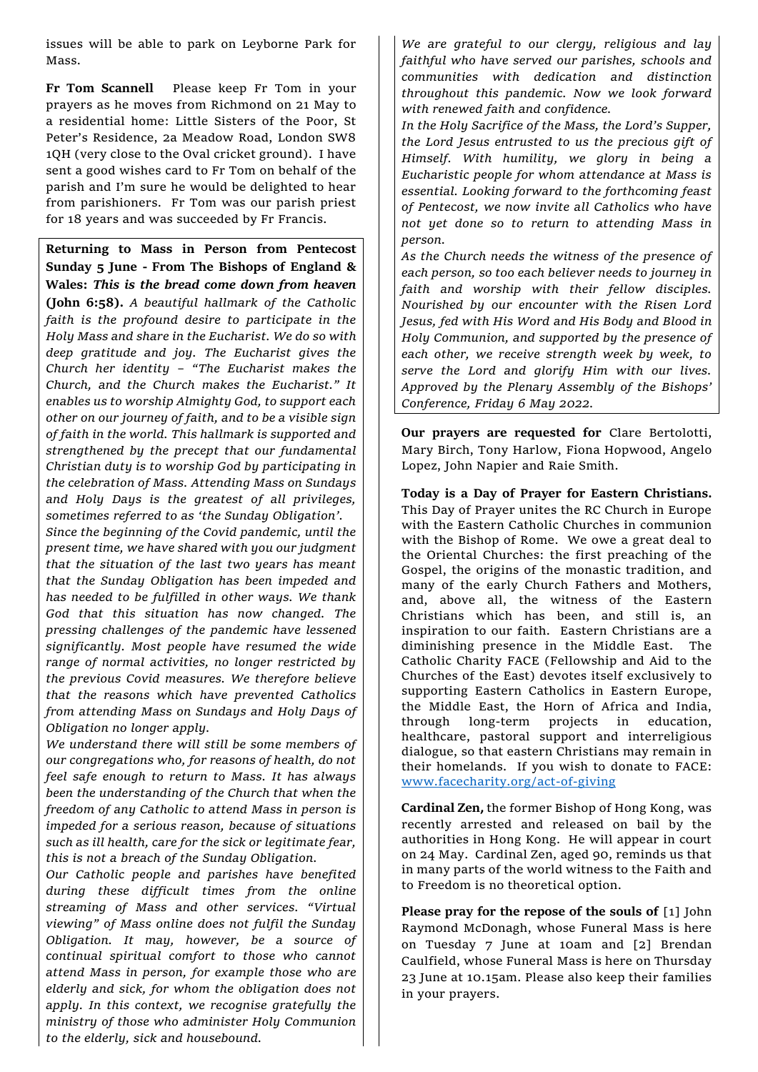issues will be able to park on Leyborne Park for Mass.

**Fr Tom Scannell** Please keep Fr Tom in your prayers as he moves from Richmond on 21 May to a residential home: Little Sisters of the Poor, St Peter's Residence, 2a Meadow Road, London SW8 1QH (very close to the Oval cricket ground). I have sent a good wishes card to Fr Tom on behalf of the parish and I'm sure he would be delighted to hear from parishioners. Fr Tom was our parish priest for 18 years and was succeeded by Fr Francis.

**Returning to Mass in Person from Pentecost Sunday 5 June - From The Bishops of England & Wales: *This is the bread come down from heaven* (John 6:58).** *A beautiful hallmark of the Catholic faith is the profound desire to participate in the Holy Mass and share in the Eucharist. We do so with deep gratitude and joy. The Eucharist gives the Church her identity – "The Eucharist makes the Church, and the Church makes the Eucharist." It enables us to worship Almighty God, to support each other on our journey of faith, and to be a visible sign of faith in the world. This hallmark is supported and strengthened by the precept that our fundamental Christian duty is to worship God by participating in the celebration of Mass. Attending Mass on Sundays and Holy Days is the greatest of all privileges, sometimes referred to as 'the Sunday Obligation'.*

*Since the beginning of the Covid pandemic, until the present time, we have shared with you our judgment that the situation of the last two years has meant that the Sunday Obligation has been impeded and has needed to be fulfilled in other ways. We thank God that this situation has now changed. The pressing challenges of the pandemic have lessened significantly. Most people have resumed the wide range of normal activities, no longer restricted by the previous Covid measures. We therefore believe that the reasons which have prevented Catholics from attending Mass on Sundays and Holy Days of Obligation no longer apply.*

*We understand there will still be some members of our congregations who, for reasons of health, do not feel safe enough to return to Mass. It has always been the understanding of the Church that when the freedom of any Catholic to attend Mass in person is impeded for a serious reason, because of situations such as ill health, care for the sick or legitimate fear, this is not a breach of the Sunday Obligation.*

*Our Catholic people and parishes have benefited during these difficult times from the online streaming of Mass and other services. "Virtual viewing" of Mass online does not fulfil the Sunday Obligation. It may, however, be a source of continual spiritual comfort to those who cannot attend Mass in person, for example those who are elderly and sick, for whom the obligation does not apply. In this context, we recognise gratefully the ministry of those who administer Holy Communion to the elderly, sick and housebound.*

*We are grateful to our clergy, religious and lay faithful who have served our parishes, schools and communities with dedication and distinction throughout this pandemic. Now we look forward with renewed faith and confidence.*

*In the Holy Sacrifice of the Mass, the Lord's Supper, the Lord Jesus entrusted to us the precious gift of Himself. With humility, we glory in being a Eucharistic people for whom attendance at Mass is essential. Looking forward to the forthcoming feast of Pentecost, we now invite all Catholics who have not yet done so to return to attending Mass in person.*

*As the Church needs the witness of the presence of each person, so too each believer needs to journey in faith and worship with their fellow disciples. Nourished by our encounter with the Risen Lord Jesus, fed with His Word and His Body and Blood in Holy Communion, and supported by the presence of each other, we receive strength week by week, to serve the Lord and glorify Him with our lives. Approved by the Plenary Assembly of the Bishops' Conference, Friday 6 May 2022.*

**Our prayers are requested for** Clare Bertolotti, Mary Birch, Tony Harlow, Fiona Hopwood, Angelo Lopez, John Napier and Raie Smith.

**Today is a Day of Prayer for Eastern Christians.** This Day of Prayer unites the RC Church in Europe with the Eastern Catholic Churches in communion with the Bishop of Rome. We owe a great deal to the Oriental Churches: the first preaching of the Gospel, the origins of the monastic tradition, and many of the early Church Fathers and Mothers, and, above all, the witness of the Eastern Christians which has been, and still is, an inspiration to our faith. Eastern Christians are a diminishing presence in the Middle East. The Catholic Charity FACE (Fellowship and Aid to the Churches of the East) devotes itself exclusively to supporting Eastern Catholics in Eastern Europe, the Middle East, the Horn of Africa and India, through long-term projects in education, healthcare, pastoral support and interreligious dialogue, so that eastern Christians may remain in their homelands. If you wish to donate to FACE: www.facecharity.org/act-of-giving

**Cardinal Zen,** the former Bishop of Hong Kong, was recently arrested and released on bail by the authorities in Hong Kong. He will appear in court on 24 May. Cardinal Zen, aged 90, reminds us that in many parts of the world witness to the Faith and to Freedom is no theoretical option.

**Please pray for the repose of the souls of** [1] John Raymond McDonagh, whose Funeral Mass is here on Tuesday 7 June at 10am and [2] Brendan Caulfield, whose Funeral Mass is here on Thursday 23 June at 10.15am. Please also keep their families in your prayers.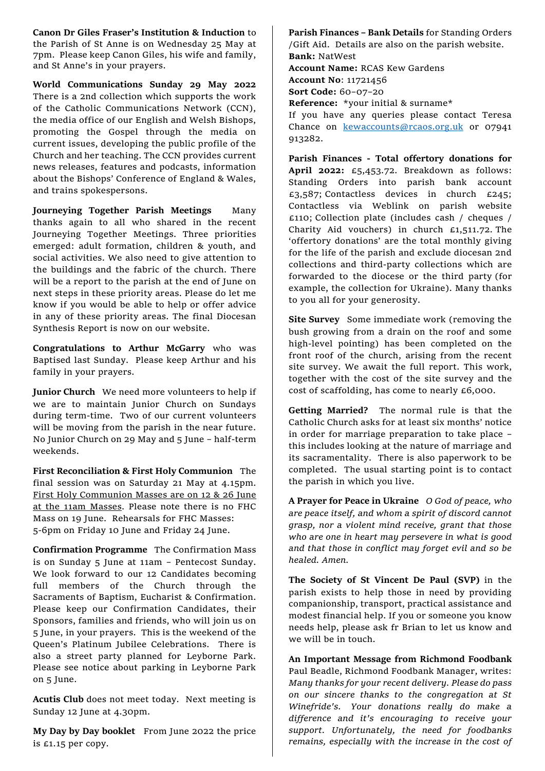**Canon Dr Giles Fraser's Institution & Induction** to the Parish of St Anne is on Wednesday 25 May at 7pm. Please keep Canon Giles, his wife and family, and St Anne's in your prayers.

**World Communications Sunday 29 May 2022** There is a 2nd collection which supports the work of the Catholic Communications Network (CCN), the media office of our English and Welsh Bishops, promoting the Gospel through the media on current issues, developing the public profile of the Church and her teaching. The CCN provides current news releases, features and podcasts, information about the Bishops' Conference of England & Wales, and trains spokespersons.

**Journeying Together Parish Meetings** Many thanks again to all who shared in the recent Journeying Together Meetings. Three priorities emerged: adult formation, children & youth, and social activities. We also need to give attention to the buildings and the fabric of the church. There will be a report to the parish at the end of June on next steps in these priority areas. Please do let me know if you would be able to help or offer advice in any of these priority areas. The final Diocesan Synthesis Report is now on our website.

**Congratulations to Arthur McGarry** who was Baptised last Sunday. Please keep Arthur and his family in your prayers.

**Junior Church** We need more volunteers to help if we are to maintain Junior Church on Sundays during term-time. Two of our current volunteers will be moving from the parish in the near future. No Junior Church on 29 May and 5 June – half-term weekends.

**First Reconciliation & First Holy Communion** The final session was on Saturday 21 May at 4.15pm. First Holy Communion Masses are on 12 & 26 June at the 11am Masses. Please note there is no FHC Mass on 19 June. Rehearsals for FHC Masses: 5-6pm on Friday 10 June and Friday 24 June.

**Confirmation Programme** The Confirmation Mass is on Sunday 5 June at 11am – Pentecost Sunday. We look forward to our 12 Candidates becoming full members of the Church through the Sacraments of Baptism, Eucharist & Confirmation. Please keep our Confirmation Candidates, their Sponsors, families and friends, who will join us on 5 June, in your prayers. This is the weekend of the Queen's Platinum Jubilee Celebrations. There is also a street party planned for Leyborne Park. Please see notice about parking in Leyborne Park on 5 June.

**Acutis Club** does not meet today. Next meeting is Sunday 12 June at 4.30pm.

**My Day by Day booklet** From June 2022 the price is £1.15 per copy.

**Parish Finances – Bank Details** for Standing Orders /Gift Aid. Details are also on the parish website.
**Bank:** NatWest
**Account Name:** RCAS Kew Gardens
**Account No**: 11721456
**Sort Code:** 60-07-20
**Reference:** *your initial & surname*
If you have any queries please contact Teresa Chance on kewaccounts@rcaos.org.uk or 07941 913282.

**Parish Finances - Total offertory donations for April 2022:** £5,453.72. Breakdown as follows: Standing Orders into parish bank account £3,587; Contactless devices in church £245; Contactless via Weblink on parish website £110; Collection plate (includes cash / cheques / Charity Aid vouchers) in church £1,511.72. The 'offertory donations' are the total monthly giving for the life of the parish and exclude diocesan 2nd collections and third-party collections which are forwarded to the diocese or the third party (for example, the collection for Ukraine). Many thanks to you all for your generosity.

**Site Survey** Some immediate work (removing the bush growing from a drain on the roof and some high-level pointing) has been completed on the front roof of the church, arising from the recent site survey. We await the full report. This work, together with the cost of the site survey and the cost of scaffolding, has come to nearly £6,000.

**Getting Married?** The normal rule is that the Catholic Church asks for at least six months' notice in order for marriage preparation to take place – this includes looking at the nature of marriage and its sacramentality. There is also paperwork to be completed. The usual starting point is to contact the parish in which you live.

**A Prayer for Peace in Ukraine** *O God of peace, who are peace itself, and whom a spirit of discord cannot grasp, nor a violent mind receive, grant that those who are one in heart may persevere in what is good and that those in conflict may forget evil and so be healed. Amen.*

**The Society of St Vincent De Paul (SVP)** in the parish exists to help those in need by providing companionship, transport, practical assistance and modest financial help. If you or someone you know needs help, please ask fr Brian to let us know and we will be in touch.

**An Important Message from Richmond Foodbank** Paul Beadle, Richmond Foodbank Manager, writes: *Many thanks for your recent delivery. Please do pass on our sincere thanks to the congregation at St Winefride's. Your donations really do make a difference and it's encouraging to receive your support. Unfortunately, the need for foodbanks remains, especially with the increase in the cost of*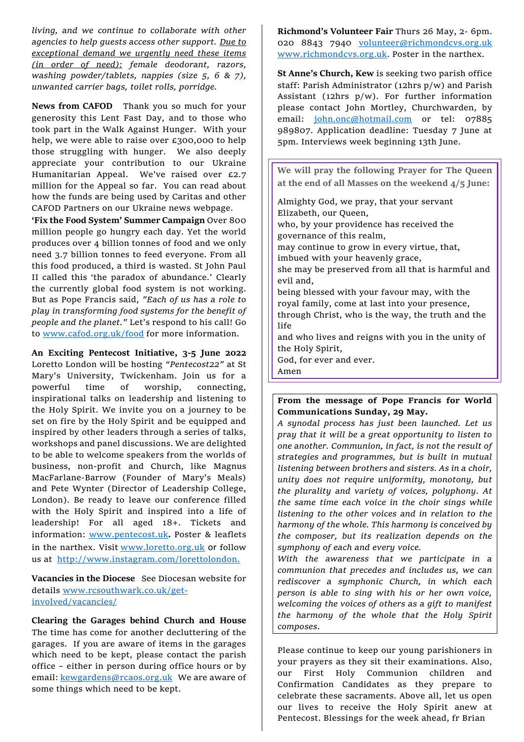*living, and we continue to collaborate with other agencies to help guests access other support. Due to exceptional demand we urgently need these items (in order of need): female deodorant, razors, washing powder/tablets, nappies (size 5, 6 & 7), unwanted carrier bags, toilet rolls, porridge.*

**News from CAFOD** Thank you so much for your generosity this Lent Fast Day, and to those who took part in the Walk Against Hunger. With your help, we were able to raise over £300,000 to help those struggling with hunger. We also deeply appreciate your contribution to our Ukraine Humanitarian Appeal. We've raised over £2.7 million for the Appeal so far. You can read about how the funds are being used by Caritas and other CAFOD Partners on our Ukraine news webpage.

**'Fix the Food System' Summer Campaign** Over 800 million people go hungry each day. Yet the world produces over 4 billion tonnes of food and we only need 3.7 billion tonnes to feed everyone. From all this food produced, a third is wasted. St John Paul II called this 'the paradox of abundance.' Clearly the currently global food system is not working. But as Pope Francis said, *"Each of us has a role to play in transforming food systems for the benefit of people and the planet."* Let's respond to his call! Go to www.cafod.org.uk/food for more information.

**An Exciting Pentecost Initiative, 3-5 June 2022** Loretto London will be hosting *"Pentecost22"* at St Mary's University, Twickenham. Join us for a powerful time of worship, connecting, inspirational talks on leadership and listening to the Holy Spirit. We invite you on a journey to be set on fire by the Holy Spirit and be equipped and inspired by other leaders through a series of talks, workshops and panel discussions. We are delighted to be able to welcome speakers from the worlds of business, non-profit and Church, like Magnus MacFarlane-Barrow (Founder of Mary's Meals) and Pete Wynter (Director of Leadership College, London). Be ready to leave our conference filled with the Holy Spirit and inspired into a life of leadership! For all aged 18+. Tickets and information: www.pentecost.uk**.** Poster & leaflets in the narthex. Visit www.loretto.org.uk or follow us at http://www.instagram.com/lorettolondon.

**Vacancies in the Diocese** See Diocesan website for details www.rcsouthwark.co.uk/get-involved/vacancies/

**Clearing the Garages behind Church and House** The time has come for another decluttering of the garages. If you are aware of items in the garages which need to be kept, please contact the parish office – either in person during office hours or by email: kewgardens@rcaos.org.uk We are aware of some things which need to be kept.

**Richmond's Volunteer Fair** Thurs 26 May, 2- 6pm. 020 8843 7940 volunteer@richmondcvs.org.uk www.richmondcvs.org.uk. Poster in the narthex.

**St Anne's Church, Kew** is seeking two parish office staff: Parish Administrator (12hrs p/w) and Parish Assistant (12hrs p/w). For further information please contact John Mortley, Churchwarden, by email: john.onc@hotmail.com or tel: 07885 989807. Application deadline: Tuesday 7 June at 5pm. Interviews week beginning 13th June.

**We will pray the following Prayer for The Queen at the end of all Masses on the weekend 4/5 June:**

Almighty God, we pray, that your servant Elizabeth, our Queen,
who, by your providence has received the governance of this realm,
may continue to grow in every virtue, that, imbued with your heavenly grace,
she may be preserved from all that is harmful and evil and,
being blessed with your favour may, with the royal family, come at last into your presence,
through Christ, who is the way, the truth and the life
and who lives and reigns with you in the unity of the Holy Spirit,
God, for ever and ever.
Amen

**From the message of Pope Francis for World Communications Sunday, 29 May.**

*A synodal process has just been launched. Let us pray that it will be a great opportunity to listen to one another. Communion, in fact, is not the result of strategies and programmes, but is built in mutual listening between brothers and sisters. As in a choir, unity does not require uniformity, monotony, but the plurality and variety of voices, polyphony. At the same time each voice in the choir sings while listening to the other voices and in relation to the harmony of the whole. This harmony is conceived by the composer, but its realization depends on the symphony of each and every voice.*

*With the awareness that we participate in a communion that precedes and includes us, we can rediscover a symphonic Church, in which each person is able to sing with his or her own voice, welcoming the voices of others as a gift to manifest the harmony of the whole that the Holy Spirit composes.*

Please continue to keep our young parishioners in your prayers as they sit their examinations. Also, our First Holy Communion children and Confirmation Candidates as they prepare to celebrate these sacraments. Above all, let us open our lives to receive the Holy Spirit anew at Pentecost. Blessings for the week ahead, fr Brian